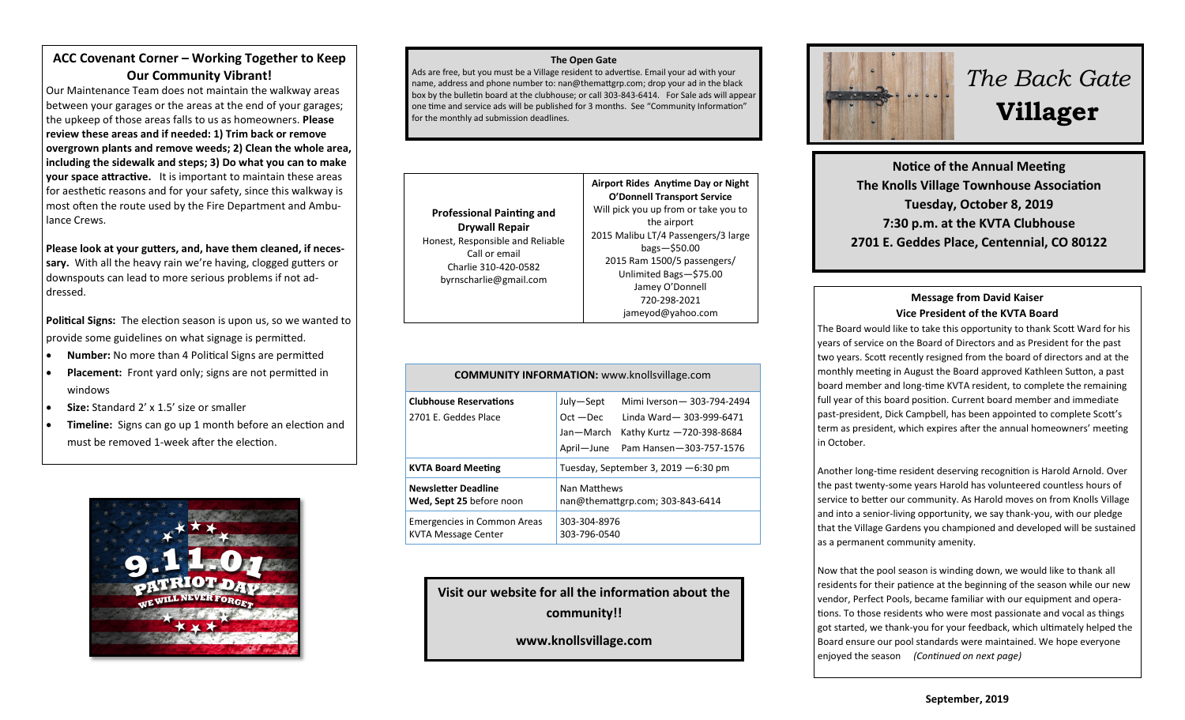# The Back Gate Villager

**Notice of the Annual Meeting**
**The Knolls Village Townhouse Association**
**Tuesday, October 8, 2019**
**7:30 p.m. at the KVTA Clubhouse**
**2701 E. Geddes Place, Centennial, CO 80122**

## ACC Covenant Corner – Working Together to Keep Our Community Vibrant!

Our Maintenance Team does not maintain the walkway areas between your garages or the areas at the end of your garages; the upkeep of those areas falls to us as homeowners. **Please review these areas and if needed: 1) Trim back or remove overgrown plants and remove weeds; 2) Clean the whole area, including the sidewalk and steps; 3) Do what you can to make your space attractive.** It is important to maintain these areas for aesthetic reasons and for your safety, since this walkway is most often the route used by the Fire Department and Ambulance Crews.

**Please look at your gutters, and, have them cleaned, if necessary.** With all the heavy rain we're having, clogged gutters or downspouts can lead to more serious problems if not addressed.

**Political Signs:** The election season is upon us, so we wanted to provide some guidelines on what signage is permitted.

- **Number:** No more than 4 Political Signs are permitted
- **Placement:** Front yard only; signs are not permitted in windows
- **Size:** Standard 2' x 1.5' size or smaller
- **Timeline:** Signs can go up 1 month before an election and must be removed 1-week after the election.

9.11.01 PATRIOT DAY — WE WILL NEVER FORGET

## The Open Gate

Ads are free, but you must be a Village resident to advertise. Email your ad with your name, address and phone number to: nan@themattgrp.com; drop your ad in the black box by the bulletin board at the clubhouse; or call 303-843-6414. For Sale ads will appear one time and service ads will be published for 3 months. See "Community Information" for the monthly ad submission deadlines.

| **Professional Painting and Drywall Repair**<br>Honest, Responsible and Reliable<br>Call or email<br>Charlie 310-420-0582<br>byrnscharlie@gmail.com | **Airport Rides Anytime Day or Night**<br>**O'Donnell Transport Service**<br>Will pick you up from or take you to the airport<br>2015 Malibu LT/4 Passengers/3 large bags—$50.00<br>2015 Ram 1500/5 passengers/ Unlimited Bags—$75.00<br>Jamey O'Donnell<br>720-298-2021<br>jameyod@yahoo.com |
|---|---|

| **COMMUNITY INFORMATION:** www.knollsvillage.com | |
|---|---|
| **Clubhouse Reservations**<br>2701 E. Geddes Place | July—Sept Mimi Iverson— 303-794-2494<br>Oct —Dec Linda Ward— 303-999-6471<br>Jan—March Kathy Kurtz —720-398-8684<br>April—June Pam Hansen—303-757-1576 |
| **KVTA Board Meeting** | Tuesday, September 3, 2019 —6:30 pm |
| **Newsletter Deadline**<br>**Wed, Sept 25** before noon | Nan Matthews<br>nan@themattgrp.com; 303-843-6414 |
| Emergencies in Common Areas<br>KVTA Message Center | 303-304-8976<br>303-796-0540 |

**Visit our website for all the information about the community!!**

**www.knollsvillage.com**

## Message from David Kaiser
### Vice President of the KVTA Board

The Board would like to take this opportunity to thank Scott Ward for his years of service on the Board of Directors and as President for the past two years. Scott recently resigned from the board of directors and at the monthly meeting in August the Board approved Kathleen Sutton, a past board member and long-time KVTA resident, to complete the remaining full year of this board position. Current board member and immediate past-president, Dick Campbell, has been appointed to complete Scott's term as president, which expires after the annual homeowners' meeting in October.

Another long-time resident deserving recognition is Harold Arnold. Over the past twenty-some years Harold has volunteered countless hours of service to better our community. As Harold moves on from Knolls Village and into a senior-living opportunity, we say thank-you, with our pledge that the Village Gardens you championed and developed will be sustained as a permanent community amenity.

Now that the pool season is winding down, we would like to thank all residents for their patience at the beginning of the season while our new vendor, Perfect Pools, became familiar with our equipment and operations. To those residents who were most passionate and vocal as things got started, we thank-you for your feedback, which ultimately helped the Board ensure our pool standards were maintained. We hope everyone enjoyed the season *(Continued on next page)*

**September, 2019**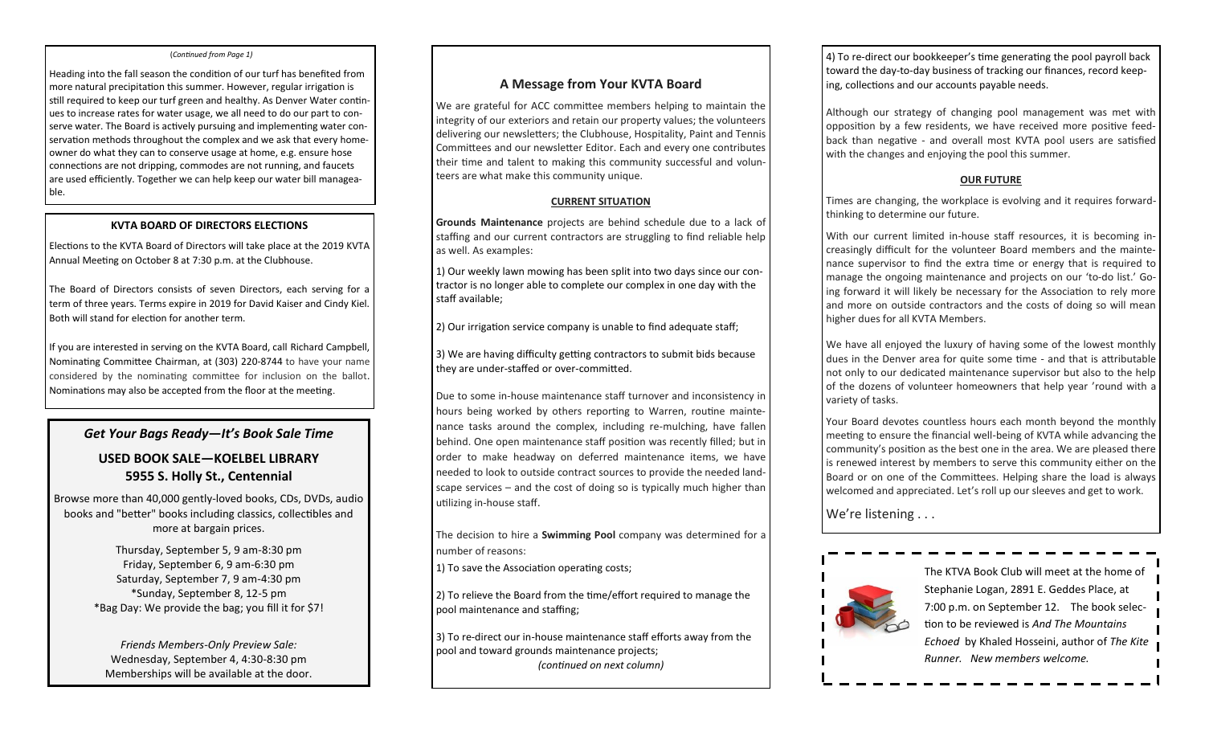(*Continued from Page 1*)

Heading into the fall season the condition of our turf has benefited from more natural precipitation this summer. However, regular irrigation is still required to keep our turf green and healthy. As Denver Water continues to increase rates for water usage, we all need to do our part to conserve water. The Board is actively pursuing and implementing water conservation methods throughout the complex and we ask that every homeowner do what they can to conserve usage at home, e.g. ensure hose connections are not dripping, commodes are not running, and faucets are used efficiently. Together we can help keep our water bill manageable.

### KVTA BOARD OF DIRECTORS ELECTIONS

Elections to the KVTA Board of Directors will take place at the 2019 KVTA Annual Meeting on October 8 at 7:30 p.m. at the Clubhouse.

The Board of Directors consists of seven Directors, each serving for a term of three years. Terms expire in 2019 for David Kaiser and Cindy Kiel. Both will stand for election for another term.

If you are interested in serving on the KVTA Board, call Richard Campbell, Nominating Committee Chairman, at (303) 220-8744 to have your name considered by the nominating committee for inclusion on the ballot. Nominations may also be accepted from the floor at the meeting.

### *Get Your Bags Ready—It's Book Sale Time*

**USED BOOK SALE—KOELBEL LIBRARY**
**5955 S. Holly St., Centennial**

Browse more than 40,000 gently-loved books, CDs, DVDs, audio books and "better" books including classics, collectibles and more at bargain prices.

Thursday, September 5, 9 am-8:30 pm
Friday, September 6, 9 am-6:30 pm
Saturday, September 7, 9 am-4:30 pm
*Sunday, September 8, 12-5 pm
*Bag Day: We provide the bag; you fill it for $7!

*Friends Members-Only Preview Sale:*
Wednesday, September 4, 4:30-8:30 pm
Memberships will be available at the door.

## A Message from Your KVTA Board

We are grateful for ACC committee members helping to maintain the integrity of our exteriors and retain our property values; the volunteers delivering our newsletters; the Clubhouse, Hospitality, Paint and Tennis Committees and our newsletter Editor. Each and every one contributes their time and talent to making this community successful and volunteers are what make this community unique.

### CURRENT SITUATION

**Grounds Maintenance** projects are behind schedule due to a lack of staffing and our current contractors are struggling to find reliable help as well. As examples:

1) Our weekly lawn mowing has been split into two days since our contractor is no longer able to complete our complex in one day with the staff available;

2) Our irrigation service company is unable to find adequate staff;

3) We are having difficulty getting contractors to submit bids because they are under-staffed or over-committed.

Due to some in-house maintenance staff turnover and inconsistency in hours being worked by others reporting to Warren, routine maintenance tasks around the complex, including re-mulching, have fallen behind. One open maintenance staff position was recently filled; but in order to make headway on deferred maintenance items, we have needed to look to outside contract sources to provide the needed landscape services – and the cost of doing so is typically much higher than utilizing in-house staff.

The decision to hire a **Swimming Pool** company was determined for a number of reasons:

1) To save the Association operating costs;

2) To relieve the Board from the time/effort required to manage the pool maintenance and staffing;

3) To re-direct our in-house maintenance staff efforts away from the pool and toward grounds maintenance projects;

4) To re-direct our bookkeeper's time generating the pool payroll back toward the day-to-day business of tracking our finances, record keeping, collections and our accounts payable needs.

Although our strategy of changing pool management was met with opposition by a few residents, we have received more positive feedback than negative - and overall most KVTA pool users are satisfied with the changes and enjoying the pool this summer.

### OUR FUTURE

Times are changing, the workplace is evolving and it requires forward-thinking to determine our future.

With our current limited in-house staff resources, it is becoming increasingly difficult for the volunteer Board members and the maintenance supervisor to find the extra time or energy that is required to manage the ongoing maintenance and projects on our 'to-do list.' Going forward it will likely be necessary for the Association to rely more and more on outside contractors and the costs of doing so will mean higher dues for all KVTA Members.

We have all enjoyed the luxury of having some of the lowest monthly dues in the Denver area for quite some time - and that is attributable not only to our dedicated maintenance supervisor but also to the help of the dozens of volunteer homeowners that help year 'round with a variety of tasks.

Your Board devotes countless hours each month beyond the monthly meeting to ensure the financial well-being of KVTA while advancing the community's position as the best one in the area. We are pleased there is renewed interest by members to serve this community either on the Board or on one of the Committees. Helping share the load is always welcomed and appreciated. Let's roll up our sleeves and get to work.

We're listening . . .

The KVTA Book Club will meet at the home of Stephanie Logan, 2891 E. Geddes Place, at 7:00 p.m. on September 12. The book selection to be reviewed is *And The Mountains Echoed* by Khaled Hosseini, author of *The Kite Runner. New members welcome.*